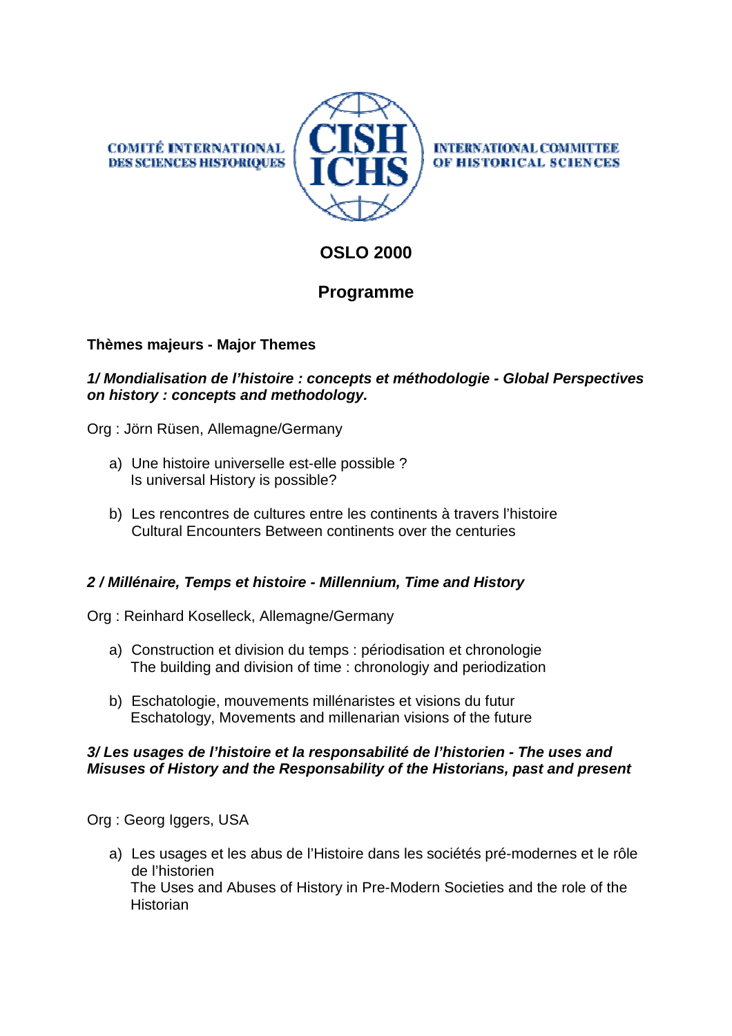COMITÉ INTERNATIONAL DES SCIENCES HISTORIQUES

CISH
ICHS

INTERNATIONAL COMMITTEE OF HISTORICAL SCIENCES

# OSLO 2000

# Programme

## Thèmes majeurs - Major Themes

### *1/ Mondialisation de l'histoire : concepts et méthodologie - Global Perspectives on history : concepts and methodology.*

Org : Jörn Rüsen, Allemagne/Germany

a) Une histoire universelle est-elle possible ?
   Is universal History is possible?

b) Les rencontres de cultures entre les continents à travers l'histoire
   Cultural Encounters Between continents over the centuries

### *2 / Millénaire, Temps et histoire - Millennium, Time and History*

Org : Reinhard Koselleck, Allemagne/Germany

a) Construction et division du temps : périodisation et chronologie
   The building and division of time : chronologiy and periodization

b) Eschatologie, mouvements millénaristes et visions du futur
   Eschatology, Movements and millenarian visions of the future

### *3/ Les usages de l'histoire et la responsabilité de l'historien - The uses and Misuses of History and the Responsability of the Historians, past and present*

Org : Georg Iggers, USA

a) Les usages et les abus de l'Histoire dans les sociétés pré-modernes et le rôle de l'historien
   The Uses and Abuses of History in Pre-Modern Societies and the role of the Historian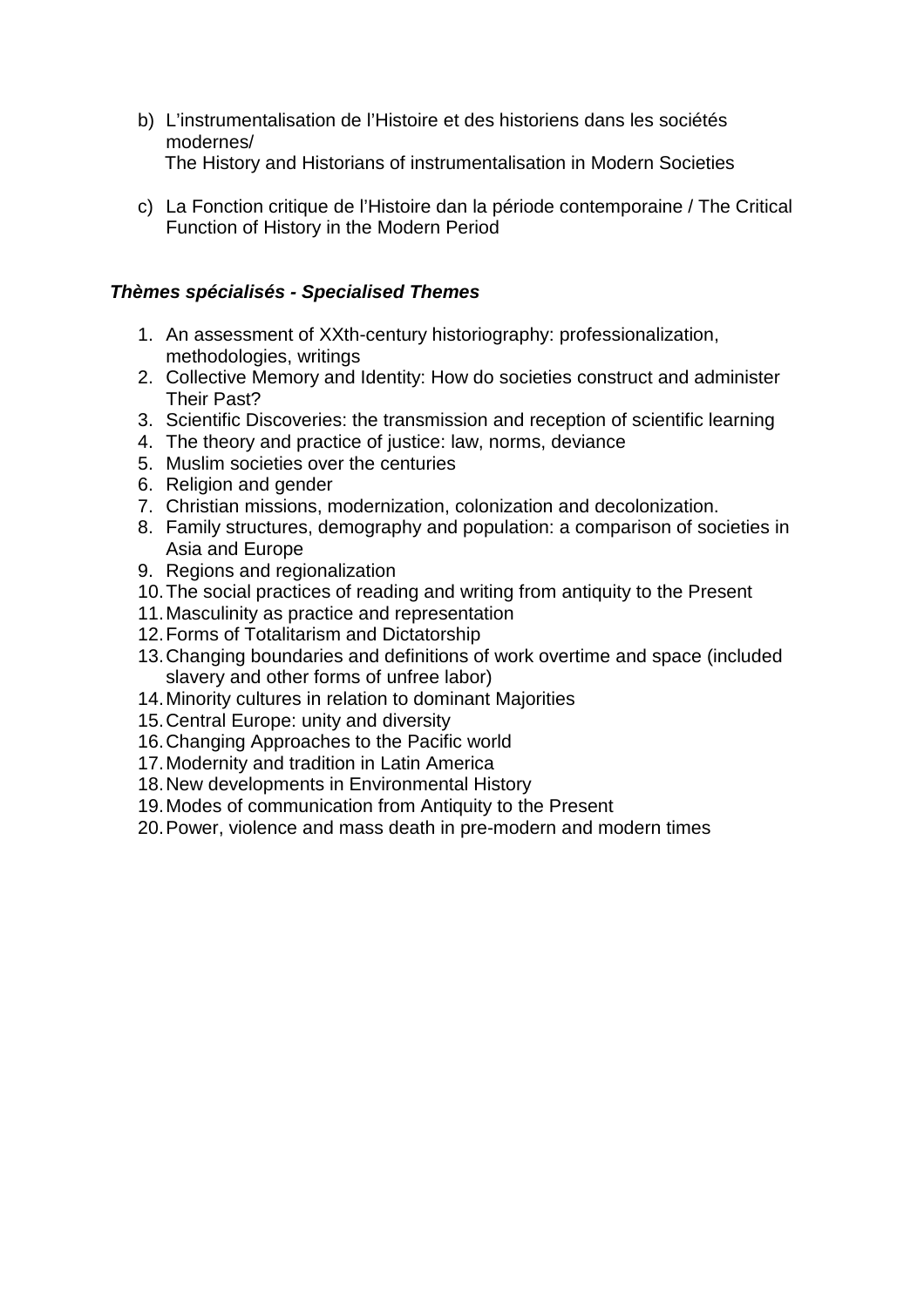b) L'instrumentalisation de l'Histoire et des historiens dans les sociétés modernes/
   The History and Historians of instrumentalisation in Modern Societies

c) La Fonction critique de l'Histoire dan la période contemporaine / The Critical Function of History in the Modern Period

***Thèmes spécialisés - Specialised Themes***

1. An assessment of XXth-century historiography: professionalization, methodologies, writings
2. Collective Memory and Identity: How do societies construct and administer Their Past?
3. Scientific Discoveries: the transmission and reception of scientific learning
4. The theory and practice of justice: law, norms, deviance
5. Muslim societies over the centuries
6. Religion and gender
7. Christian missions, modernization, colonization and decolonization.
8. Family structures, demography and population: a comparison of societies in Asia and Europe
9. Regions and regionalization
10. The social practices of reading and writing from antiquity to the Present
11. Masculinity as practice and representation
12. Forms of Totalitarism and Dictatorship
13. Changing boundaries and definitions of work overtime and space (included slavery and other forms of unfree labor)
14. Minority cultures in relation to dominant Majorities
15. Central Europe: unity and diversity
16. Changing Approaches to the Pacific world
17. Modernity and tradition in Latin America
18. New developments in Environmental History
19. Modes of communication from Antiquity to the Present
20. Power, violence and mass death in pre-modern and modern times